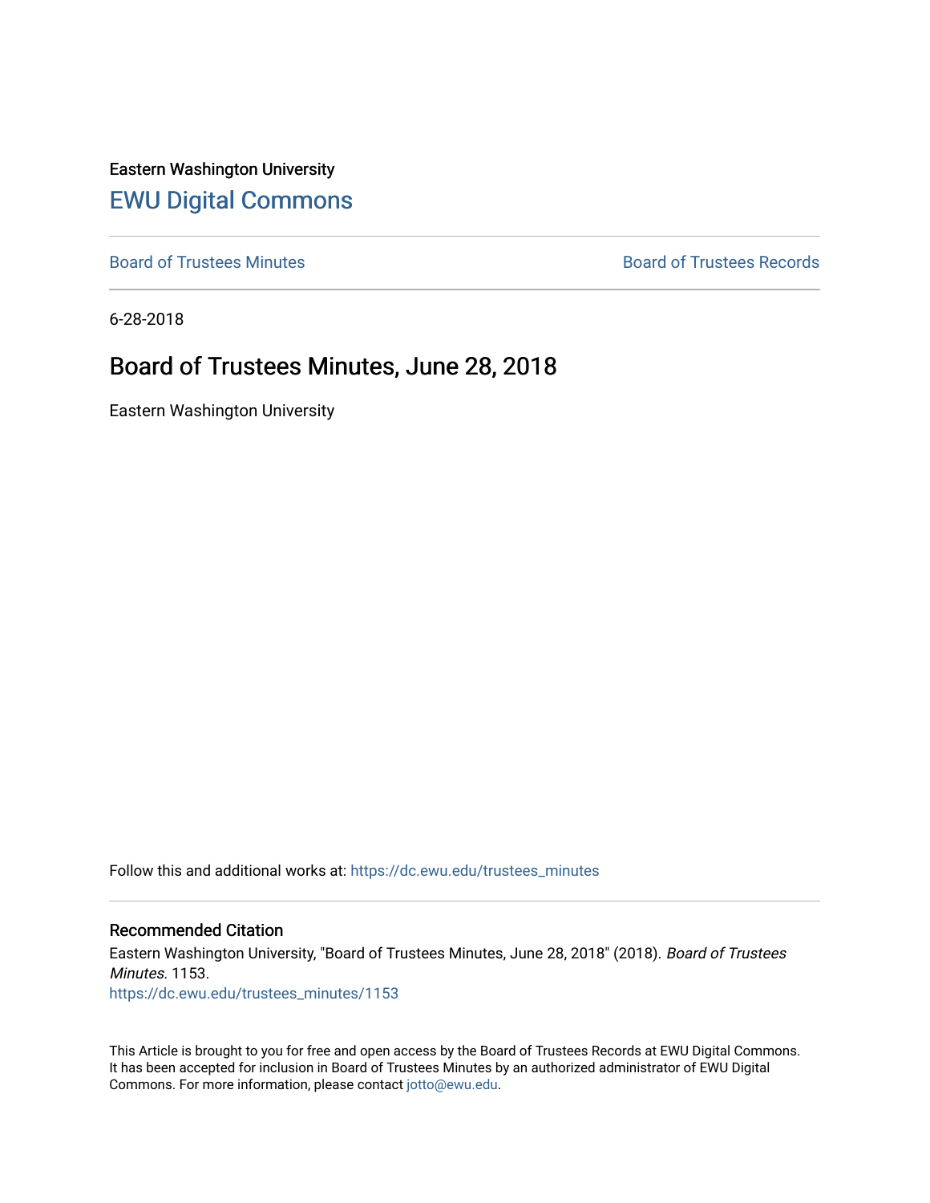Eastern Washington University

## EWU Digital Commons

Board of Trustees Minutes

Board of Trustees Records

6-28-2018

# Board of Trustees Minutes, June 28, 2018

Eastern Washington University

Follow this and additional works at: https://dc.ewu.edu/trustees_minutes

### Recommended Citation

Eastern Washington University, "Board of Trustees Minutes, June 28, 2018" (2018). *Board of Trustees Minutes*. 1153.
https://dc.ewu.edu/trustees_minutes/1153

This Article is brought to you for free and open access by the Board of Trustees Records at EWU Digital Commons. It has been accepted for inclusion in Board of Trustees Minutes by an authorized administrator of EWU Digital Commons. For more information, please contact jotto@ewu.edu.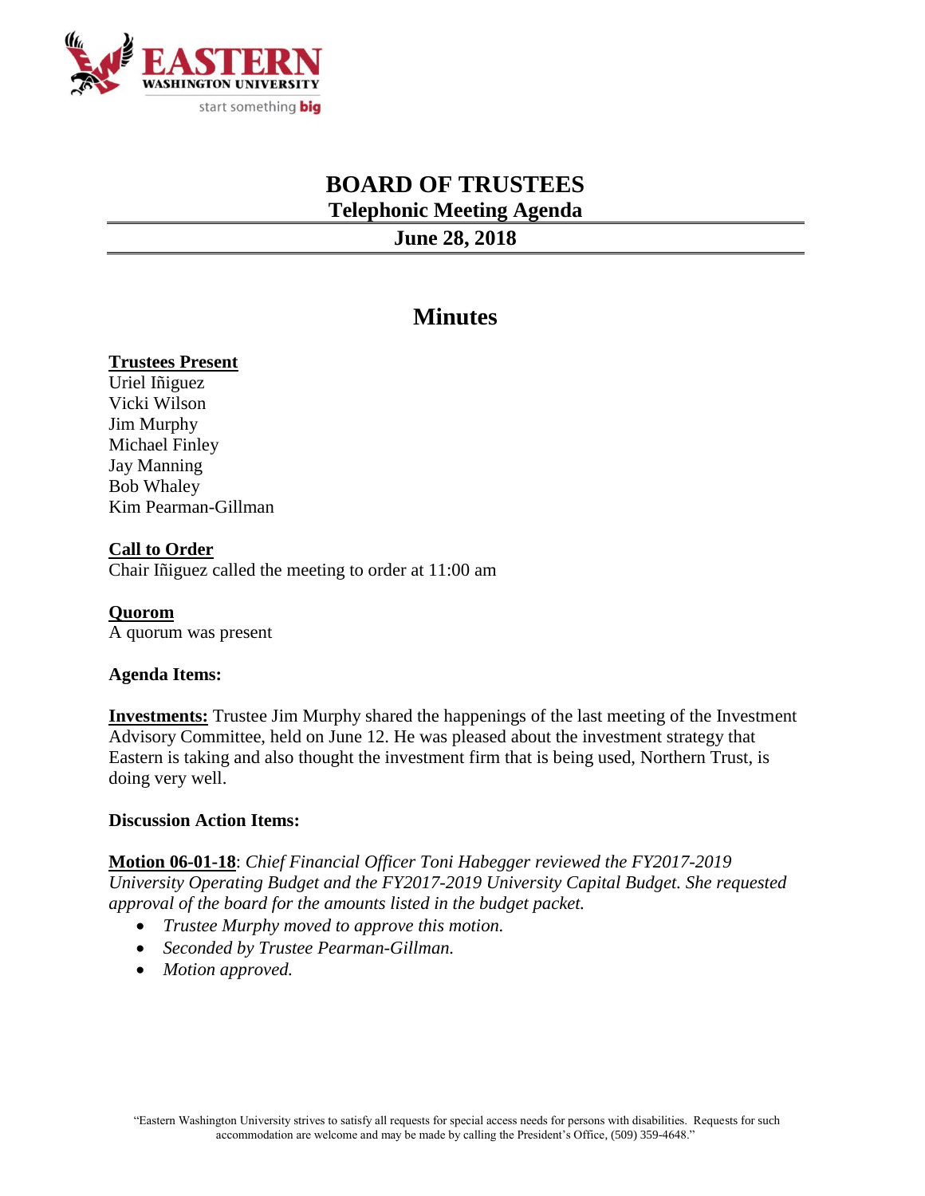# BOARD OF TRUSTEES

## Telephonic Meeting Agenda

## June 28, 2018

# Minutes

**Trustees Present**
Uriel Iñiguez
Vicki Wilson
Jim Murphy
Michael Finley
Jay Manning
Bob Whaley
Kim Pearman-Gillman

**Call to Order**
Chair Iñiguez called the meeting to order at 11:00 am

**Quorom**
A quorum was present

**Agenda Items:**

**Investments:** Trustee Jim Murphy shared the happenings of the last meeting of the Investment Advisory Committee, held on June 12. He was pleased about the investment strategy that Eastern is taking and also thought the investment firm that is being used, Northern Trust, is doing very well.

**Discussion Action Items:**

**Motion 06-01-18**: *Chief Financial Officer Toni Habegger reviewed the FY2017-2019 University Operating Budget and the FY2017-2019 University Capital Budget. She requested approval of the board for the amounts listed in the budget packet.*

- *Trustee Murphy moved to approve this motion.*
- *Seconded by Trustee Pearman-Gillman.*
- *Motion approved.*

"Eastern Washington University strives to satisfy all requests for special access needs for persons with disabilities. Requests for such accommodation are welcome and may be made by calling the President's Office, (509) 359-4648."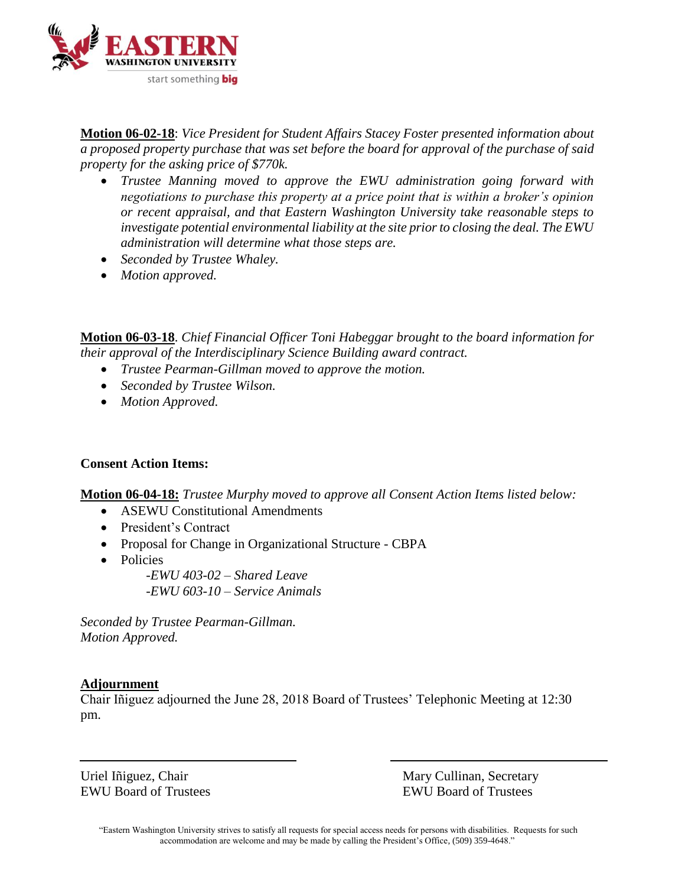**Motion 06-02-18**: *Vice President for Student Affairs Stacey Foster presented information about a proposed property purchase that was set before the board for approval of the purchase of said property for the asking price of $770k.*

- *Trustee Manning moved to approve the EWU administration going forward with negotiations to purchase this property at a price point that is within a broker's opinion or recent appraisal, and that Eastern Washington University take reasonable steps to investigate potential environmental liability at the site prior to closing the deal. The EWU administration will determine what those steps are.*
- *Seconded by Trustee Whaley.*
- *Motion approved.*

**Motion 06-03-18**. *Chief Financial Officer Toni Habeggar brought to the board information for their approval of the Interdisciplinary Science Building award contract.*

- *Trustee Pearman-Gillman moved to approve the motion.*
- *Seconded by Trustee Wilson.*
- *Motion Approved.*

**Consent Action Items:**

**Motion 06-04-18:** *Trustee Murphy moved to approve all Consent Action Items listed below:*

- ASEWU Constitutional Amendments
- President's Contract
- Proposal for Change in Organizational Structure - CBPA
- Policies
  - *-EWU 403-02 – Shared Leave*
  - *-EWU 603-10 – Service Animals*

*Seconded by Trustee Pearman-Gillman.*
*Motion Approved.*

**Adjournment**

Chair Iñiguez adjourned the June 28, 2018 Board of Trustees' Telephonic Meeting at 12:30 pm.

Uriel Iñiguez, Chair
EWU Board of Trustees

Mary Cullinan, Secretary
EWU Board of Trustees

"Eastern Washington University strives to satisfy all requests for special access needs for persons with disabilities. Requests for such accommodation are welcome and may be made by calling the President's Office, (509) 359-4648."